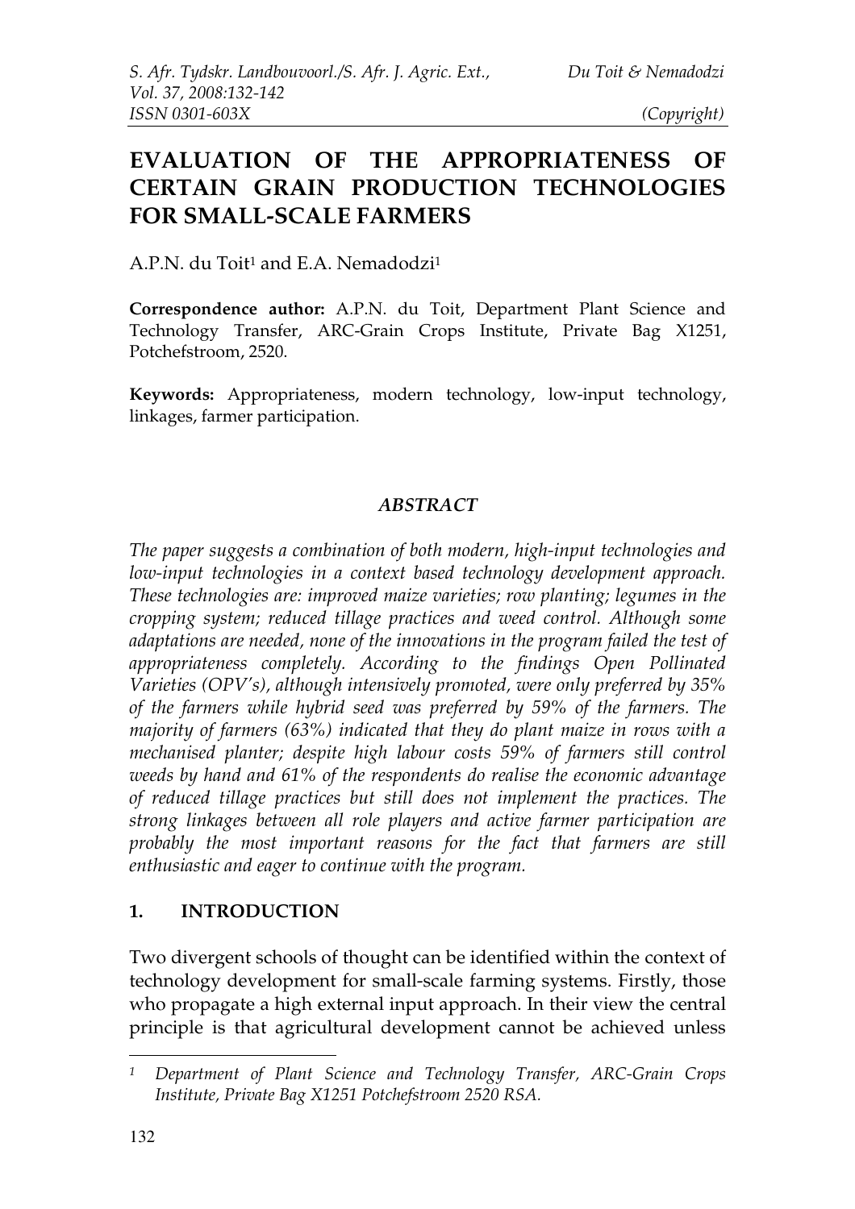# EVALUATION OF THE APPROPRIATENESS OF CERTAIN GRAIN PRODUCTION TECHNOLOGIES FOR SMALL-SCALE FARMERS

A.P.N. du Toit[1] and E.A. Nemadodzi[1]

**Correspondence author:** A.P.N. du Toit, Department Plant Science and Technology Transfer, ARC-Grain Crops Institute, Private Bag X1251, Potchefstroom, 2520.

**Keywords:** Appropriateness, modern technology, low-input technology, linkages, farmer participation.

### *ABSTRACT*

*The paper suggests a combination of both modern, high-input technologies and low-input technologies in a context based technology development approach. These technologies are: improved maize varieties; row planting; legumes in the cropping system; reduced tillage practices and weed control. Although some adaptations are needed, none of the innovations in the program failed the test of appropriateness completely. According to the findings Open Pollinated Varieties (OPV's), although intensively promoted, were only preferred by 35% of the farmers while hybrid seed was preferred by 59% of the farmers. The majority of farmers (63%) indicated that they do plant maize in rows with a mechanised planter; despite high labour costs 59% of farmers still control weeds by hand and 61% of the respondents do realise the economic advantage of reduced tillage practices but still does not implement the practices. The strong linkages between all role players and active farmer participation are probably the most important reasons for the fact that farmers are still enthusiastic and eager to continue with the program.*

## 1. INTRODUCTION

Two divergent schools of thought can be identified within the context of technology development for small-scale farming systems. Firstly, those who propagate a high external input approach. In their view the central principle is that agricultural development cannot be achieved unless

---

[1] *Department of Plant Science and Technology Transfer, ARC-Grain Crops Institute, Private Bag X1251 Potchefstroom 2520 RSA.*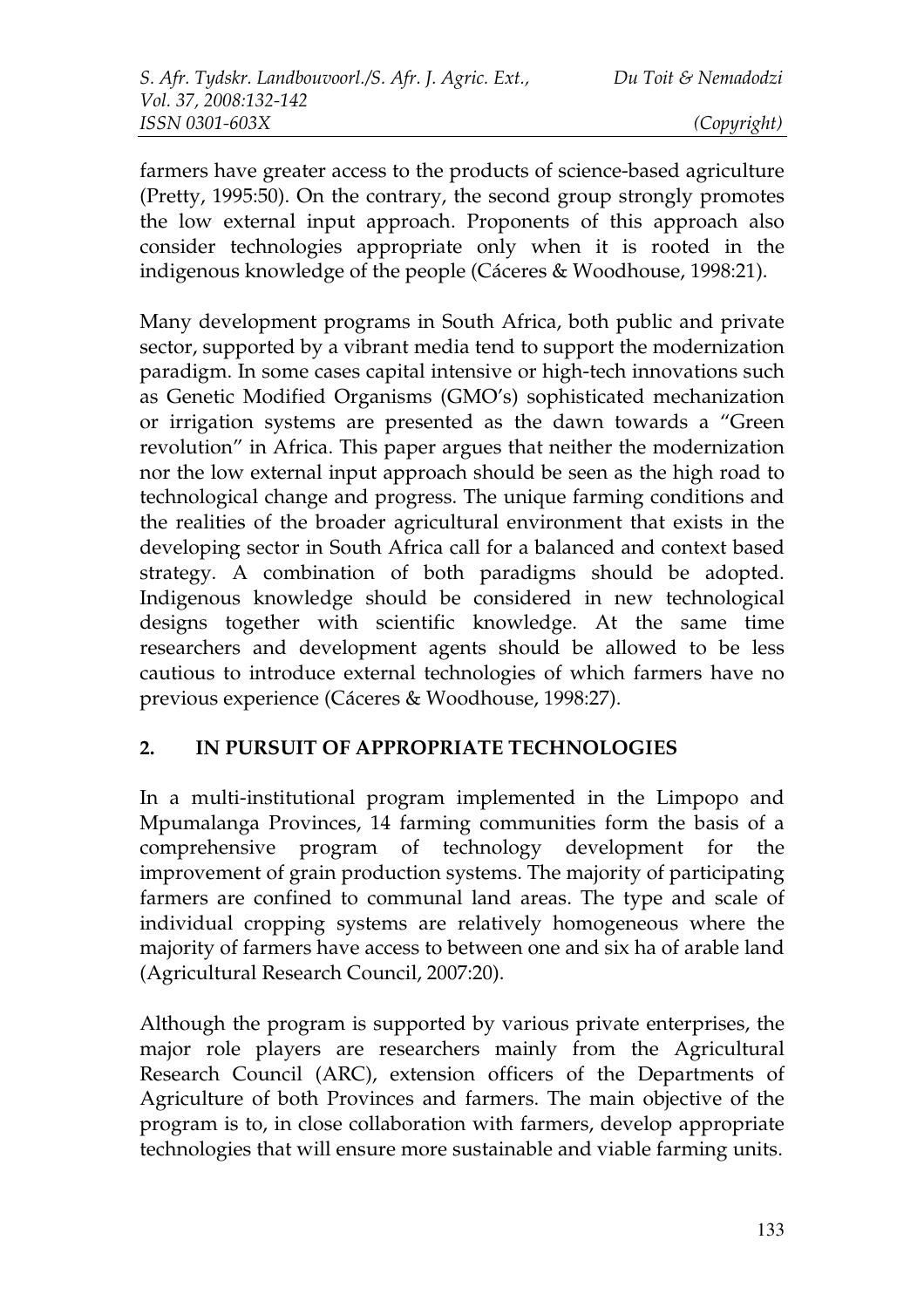farmers have greater access to the products of science-based agriculture (Pretty, 1995:50). On the contrary, the second group strongly promotes the low external input approach. Proponents of this approach also consider technologies appropriate only when it is rooted in the indigenous knowledge of the people (Cáceres & Woodhouse, 1998:21).

Many development programs in South Africa, both public and private sector, supported by a vibrant media tend to support the modernization paradigm. In some cases capital intensive or high-tech innovations such as Genetic Modified Organisms (GMO's) sophisticated mechanization or irrigation systems are presented as the dawn towards a "Green revolution" in Africa. This paper argues that neither the modernization nor the low external input approach should be seen as the high road to technological change and progress. The unique farming conditions and the realities of the broader agricultural environment that exists in the developing sector in South Africa call for a balanced and context based strategy. A combination of both paradigms should be adopted. Indigenous knowledge should be considered in new technological designs together with scientific knowledge. At the same time researchers and development agents should be allowed to be less cautious to introduce external technologies of which farmers have no previous experience (Cáceres & Woodhouse, 1998:27).

## 2. IN PURSUIT OF APPROPRIATE TECHNOLOGIES

In a multi-institutional program implemented in the Limpopo and Mpumalanga Provinces, 14 farming communities form the basis of a comprehensive program of technology development for the improvement of grain production systems. The majority of participating farmers are confined to communal land areas. The type and scale of individual cropping systems are relatively homogeneous where the majority of farmers have access to between one and six ha of arable land (Agricultural Research Council, 2007:20).

Although the program is supported by various private enterprises, the major role players are researchers mainly from the Agricultural Research Council (ARC), extension officers of the Departments of Agriculture of both Provinces and farmers. The main objective of the program is to, in close collaboration with farmers, develop appropriate technologies that will ensure more sustainable and viable farming units.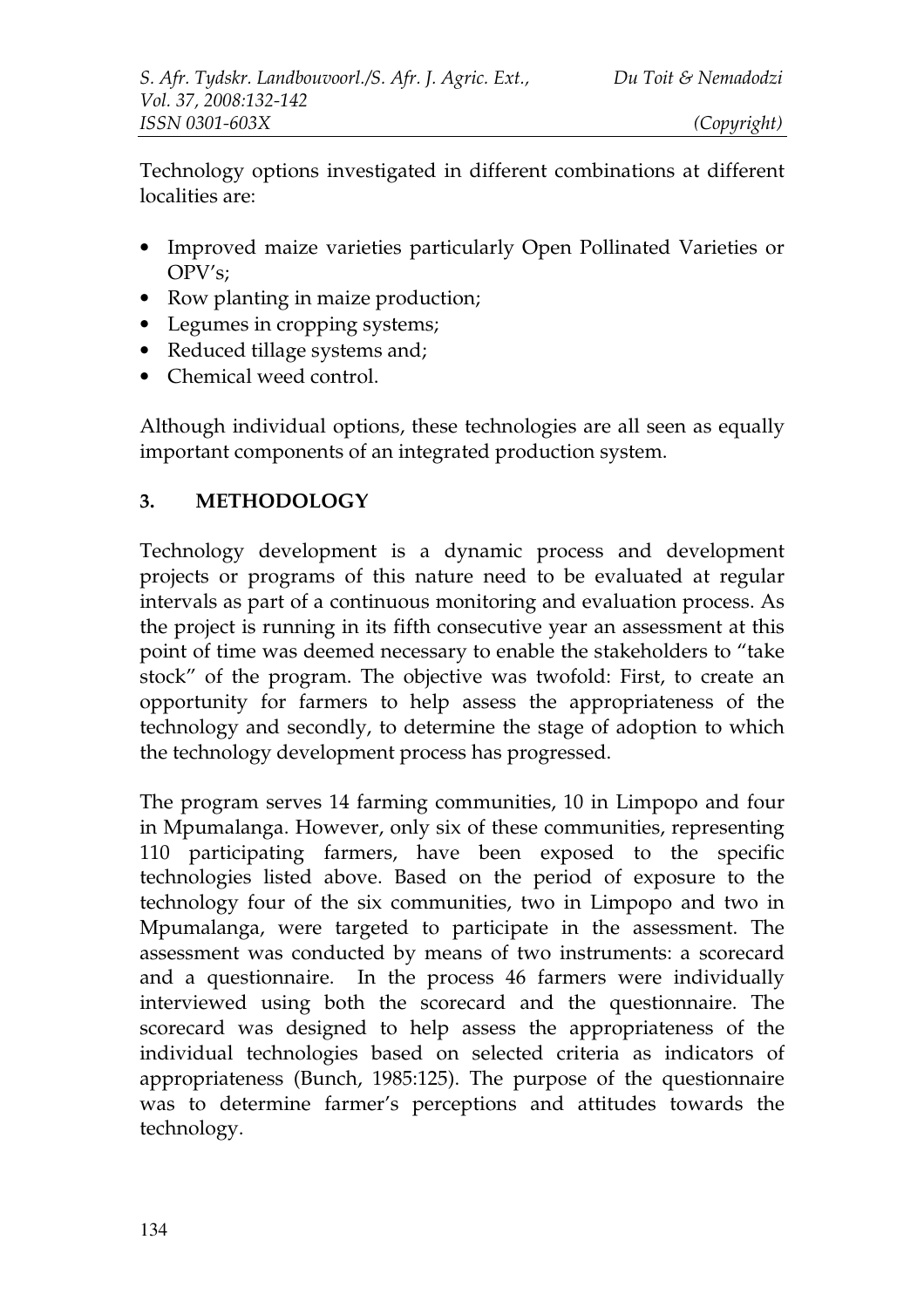Technology options investigated in different combinations at different localities are:

- Improved maize varieties particularly Open Pollinated Varieties or OPV's;
- Row planting in maize production;
- Legumes in cropping systems;
- Reduced tillage systems and;
- Chemical weed control.

Although individual options, these technologies are all seen as equally important components of an integrated production system.

## 3. METHODOLOGY

Technology development is a dynamic process and development projects or programs of this nature need to be evaluated at regular intervals as part of a continuous monitoring and evaluation process. As the project is running in its fifth consecutive year an assessment at this point of time was deemed necessary to enable the stakeholders to "take stock" of the program. The objective was twofold: First, to create an opportunity for farmers to help assess the appropriateness of the technology and secondly, to determine the stage of adoption to which the technology development process has progressed.

The program serves 14 farming communities, 10 in Limpopo and four in Mpumalanga. However, only six of these communities, representing 110 participating farmers, have been exposed to the specific technologies listed above. Based on the period of exposure to the technology four of the six communities, two in Limpopo and two in Mpumalanga, were targeted to participate in the assessment. The assessment was conducted by means of two instruments: a scorecard and a questionnaire. In the process 46 farmers were individually interviewed using both the scorecard and the questionnaire. The scorecard was designed to help assess the appropriateness of the individual technologies based on selected criteria as indicators of appropriateness (Bunch, 1985:125). The purpose of the questionnaire was to determine farmer's perceptions and attitudes towards the technology.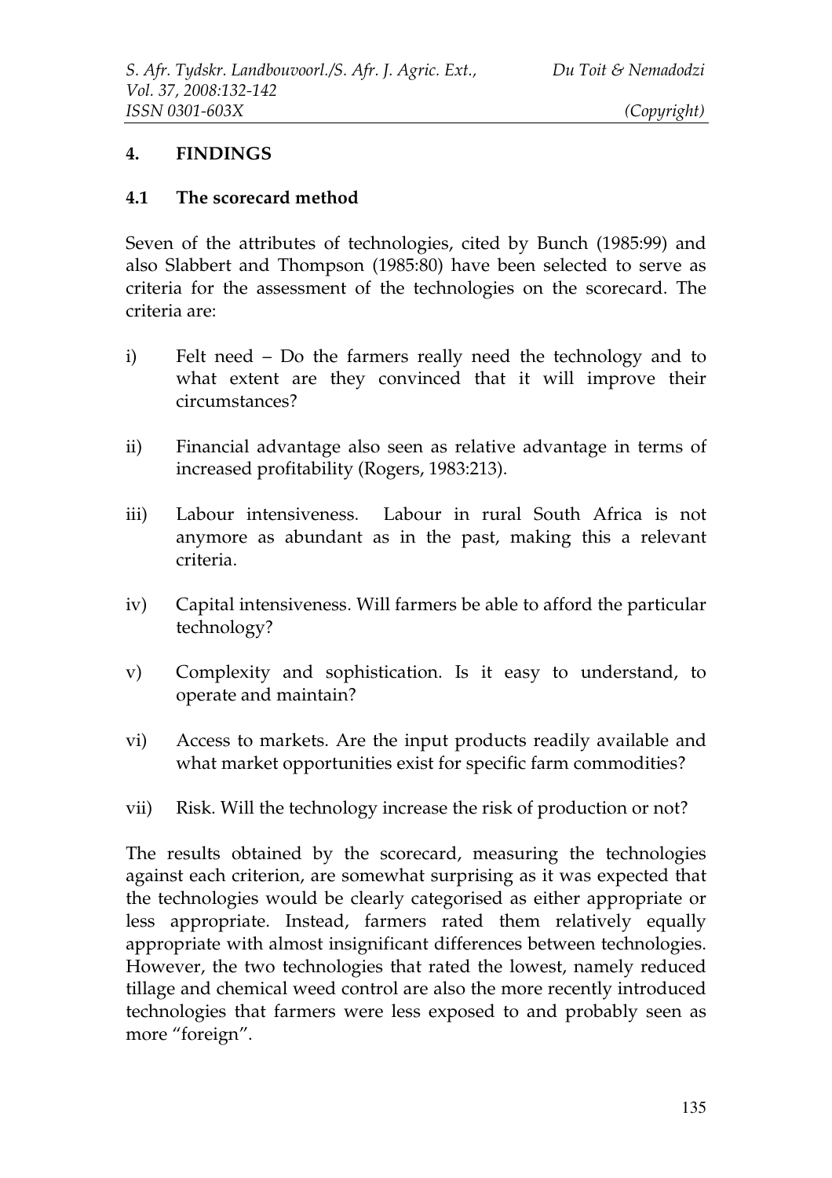## 4. FINDINGS

### 4.1 The scorecard method

Seven of the attributes of technologies, cited by Bunch (1985:99) and also Slabbert and Thompson (1985:80) have been selected to serve as criteria for the assessment of the technologies on the scorecard. The criteria are:

i) Felt need – Do the farmers really need the technology and to what extent are they convinced that it will improve their circumstances?

ii) Financial advantage also seen as relative advantage in terms of increased profitability (Rogers, 1983:213).

iii) Labour intensiveness. Labour in rural South Africa is not anymore as abundant as in the past, making this a relevant criteria.

iv) Capital intensiveness. Will farmers be able to afford the particular technology?

v) Complexity and sophistication. Is it easy to understand, to operate and maintain?

vi) Access to markets. Are the input products readily available and what market opportunities exist for specific farm commodities?

vii) Risk. Will the technology increase the risk of production or not?

The results obtained by the scorecard, measuring the technologies against each criterion, are somewhat surprising as it was expected that the technologies would be clearly categorised as either appropriate or less appropriate. Instead, farmers rated them relatively equally appropriate with almost insignificant differences between technologies. However, the two technologies that rated the lowest, namely reduced tillage and chemical weed control are also the more recently introduced technologies that farmers were less exposed to and probably seen as more "foreign".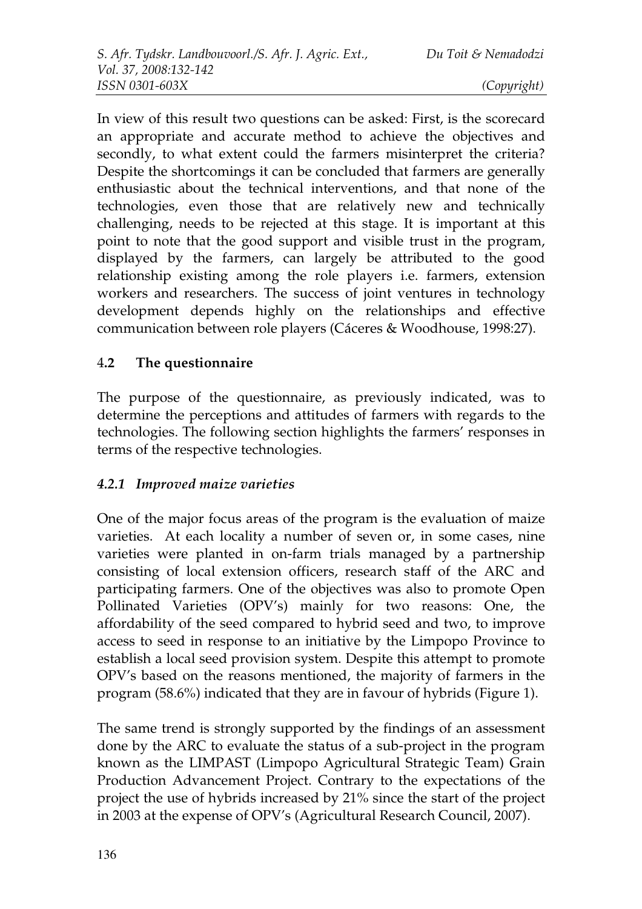In view of this result two questions can be asked: First, is the scorecard an appropriate and accurate method to achieve the objectives and secondly, to what extent could the farmers misinterpret the criteria? Despite the shortcomings it can be concluded that farmers are generally enthusiastic about the technical interventions, and that none of the technologies, even those that are relatively new and technically challenging, needs to be rejected at this stage. It is important at this point to note that the good support and visible trust in the program, displayed by the farmers, can largely be attributed to the good relationship existing among the role players i.e. farmers, extension workers and researchers. The success of joint ventures in technology development depends highly on the relationships and effective communication between role players (Cáceres & Woodhouse, 1998:27).

### 4.2 The questionnaire

The purpose of the questionnaire, as previously indicated, was to determine the perceptions and attitudes of farmers with regards to the technologies. The following section highlights the farmers' responses in terms of the respective technologies.

#### *4.2.1 Improved maize varieties*

One of the major focus areas of the program is the evaluation of maize varieties. At each locality a number of seven or, in some cases, nine varieties were planted in on-farm trials managed by a partnership consisting of local extension officers, research staff of the ARC and participating farmers. One of the objectives was also to promote Open Pollinated Varieties (OPV's) mainly for two reasons: One, the affordability of the seed compared to hybrid seed and two, to improve access to seed in response to an initiative by the Limpopo Province to establish a local seed provision system. Despite this attempt to promote OPV's based on the reasons mentioned, the majority of farmers in the program (58.6%) indicated that they are in favour of hybrids (Figure 1).

The same trend is strongly supported by the findings of an assessment done by the ARC to evaluate the status of a sub-project in the program known as the LIMPAST (Limpopo Agricultural Strategic Team) Grain Production Advancement Project. Contrary to the expectations of the project the use of hybrids increased by 21% since the start of the project in 2003 at the expense of OPV's (Agricultural Research Council, 2007).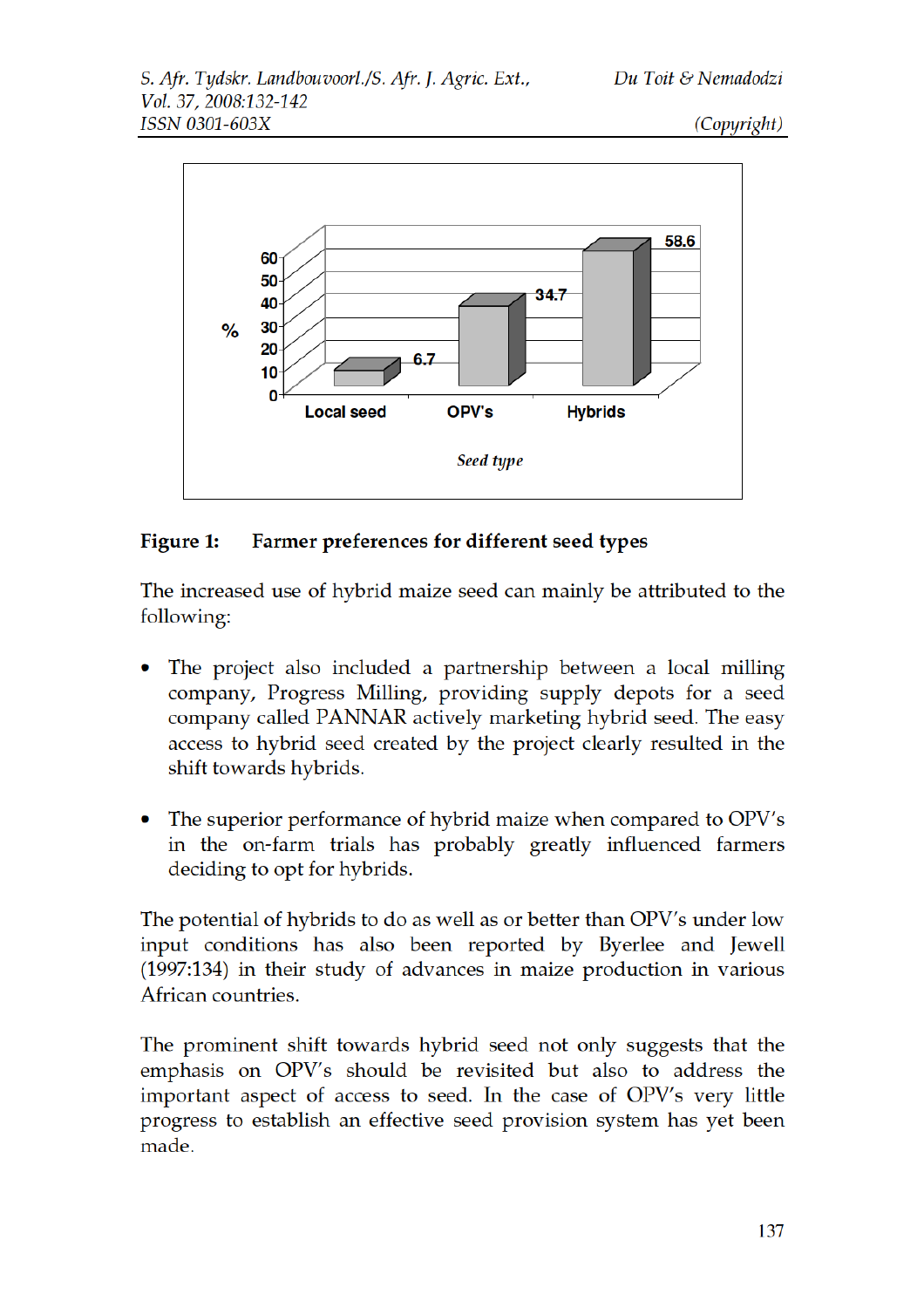**Figure 1: Farmer preferences for different seed types**

The increased use of hybrid maize seed can mainly be attributed to the following:

- The project also included a partnership between a local milling company, Progress Milling, providing supply depots for a seed company called PANNAR actively marketing hybrid seed. The easy access to hybrid seed created by the project clearly resulted in the shift towards hybrids.

- The superior performance of hybrid maize when compared to OPV's in the on-farm trials has probably greatly influenced farmers deciding to opt for hybrids.

The potential of hybrids to do as well as or better than OPV's under low input conditions has also been reported by Byerlee and Jewell (1997:134) in their study of advances in maize production in various African countries.

The prominent shift towards hybrid seed not only suggests that the emphasis on OPV's should be revisited but also to address the important aspect of access to seed. In the case of OPV's very little progress to establish an effective seed provision system has yet been made.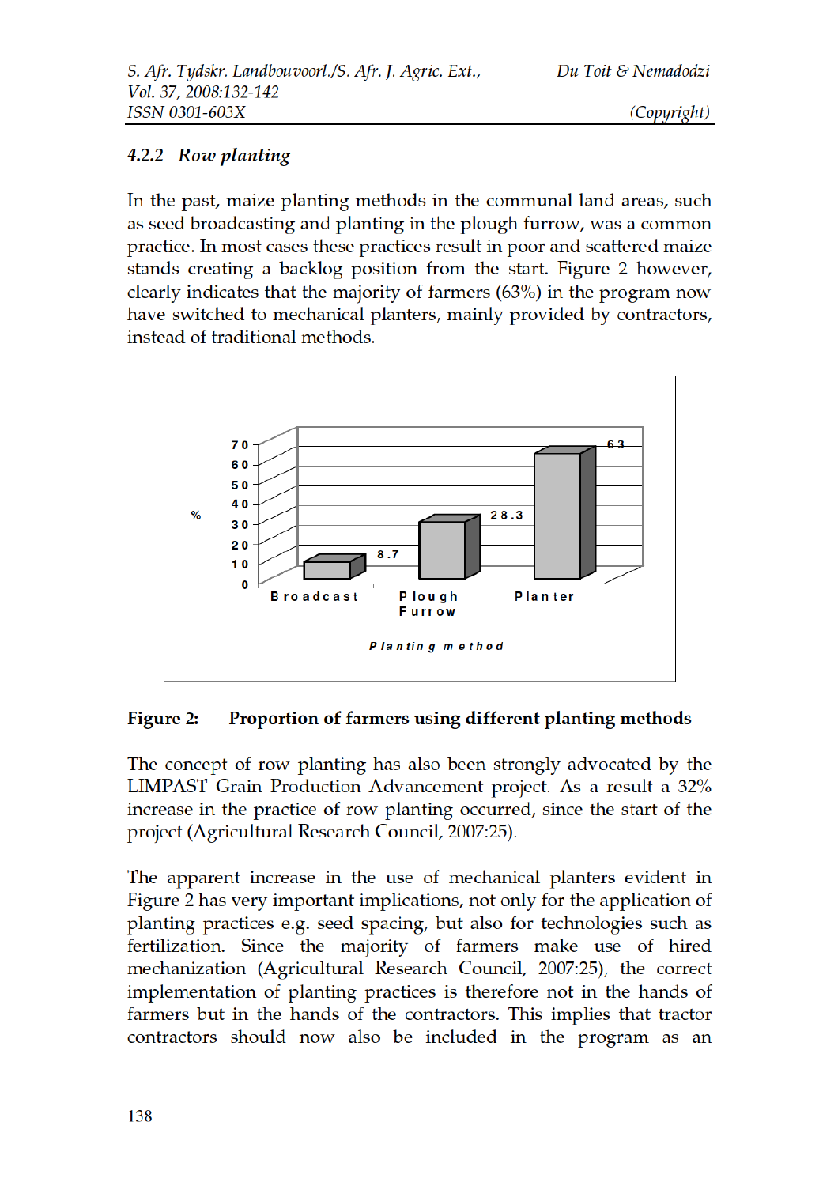### 4.2.2 *Row planting*

In the past, maize planting methods in the communal land areas, such as seed broadcasting and planting in the plough furrow, was a common practice. In most cases these practices result in poor and scattered maize stands creating a backlog position from the start. Figure 2 however, clearly indicates that the majority of farmers (63%) in the program now have switched to mechanical planters, mainly provided by contractors, instead of traditional methods.

**Figure 2: Proportion of farmers using different planting methods**

The concept of row planting has also been strongly advocated by the LIMPAST Grain Production Advancement project. As a result a 32% increase in the practice of row planting occurred, since the start of the project (Agricultural Research Council, 2007:25).

The apparent increase in the use of mechanical planters evident in Figure 2 has very important implications, not only for the application of planting practices e.g. seed spacing, but also for technologies such as fertilization. Since the majority of farmers make use of hired mechanization (Agricultural Research Council, 2007:25), the correct implementation of planting practices is therefore not in the hands of farmers but in the hands of the contractors. This implies that tractor contractors should now also be included in the program as an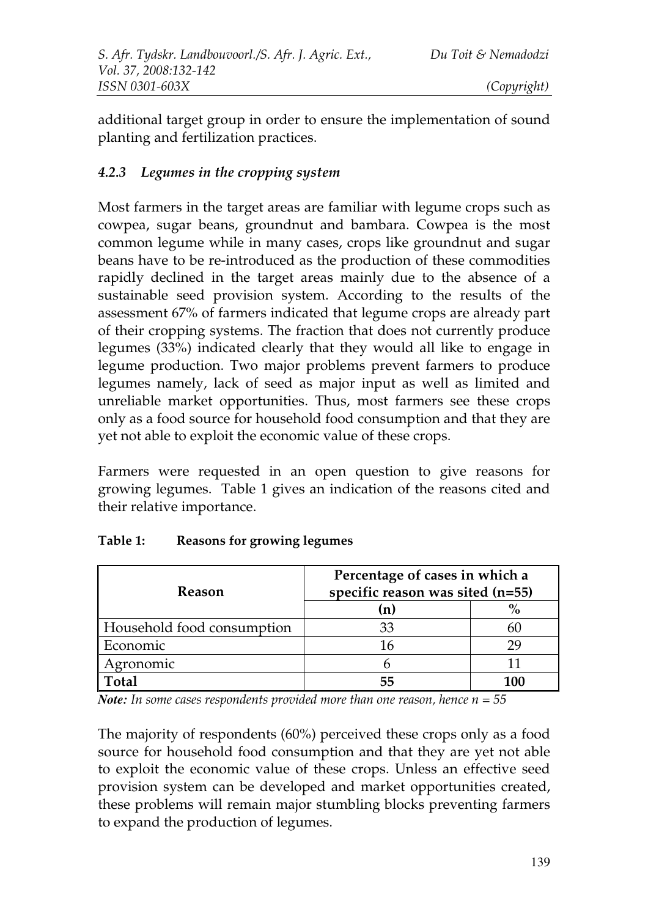additional target group in order to ensure the implementation of sound planting and fertilization practices.

### *4.2.3 Legumes in the cropping system*

Most farmers in the target areas are familiar with legume crops such as cowpea, sugar beans, groundnut and bambara. Cowpea is the most common legume while in many cases, crops like groundnut and sugar beans have to be re-introduced as the production of these commodities rapidly declined in the target areas mainly due to the absence of a sustainable seed provision system. According to the results of the assessment 67% of farmers indicated that legume crops are already part of their cropping systems. The fraction that does not currently produce legumes (33%) indicated clearly that they would all like to engage in legume production. Two major problems prevent farmers to produce legumes namely, lack of seed as major input as well as limited and unreliable market opportunities. Thus, most farmers see these crops only as a food source for household food consumption and that they are yet not able to exploit the economic value of these crops.

Farmers were requested in an open question to give reasons for growing legumes. Table 1 gives an indication of the reasons cited and their relative importance.

**Table 1: Reasons for growing legumes**

| Reason | Percentage of cases in which a specific reason was sited (n=55) | |
|---|---|---|
| | (n) | % |
| Household food consumption | 33 | 60 |
| Economic | 16 | 29 |
| Agronomic | 6 | 11 |
| **Total** | **55** | **100** |

***Note:*** *In some cases respondents provided more than one reason, hence n = 55*

The majority of respondents (60%) perceived these crops only as a food source for household food consumption and that they are yet not able to exploit the economic value of these crops. Unless an effective seed provision system can be developed and market opportunities created, these problems will remain major stumbling blocks preventing farmers to expand the production of legumes.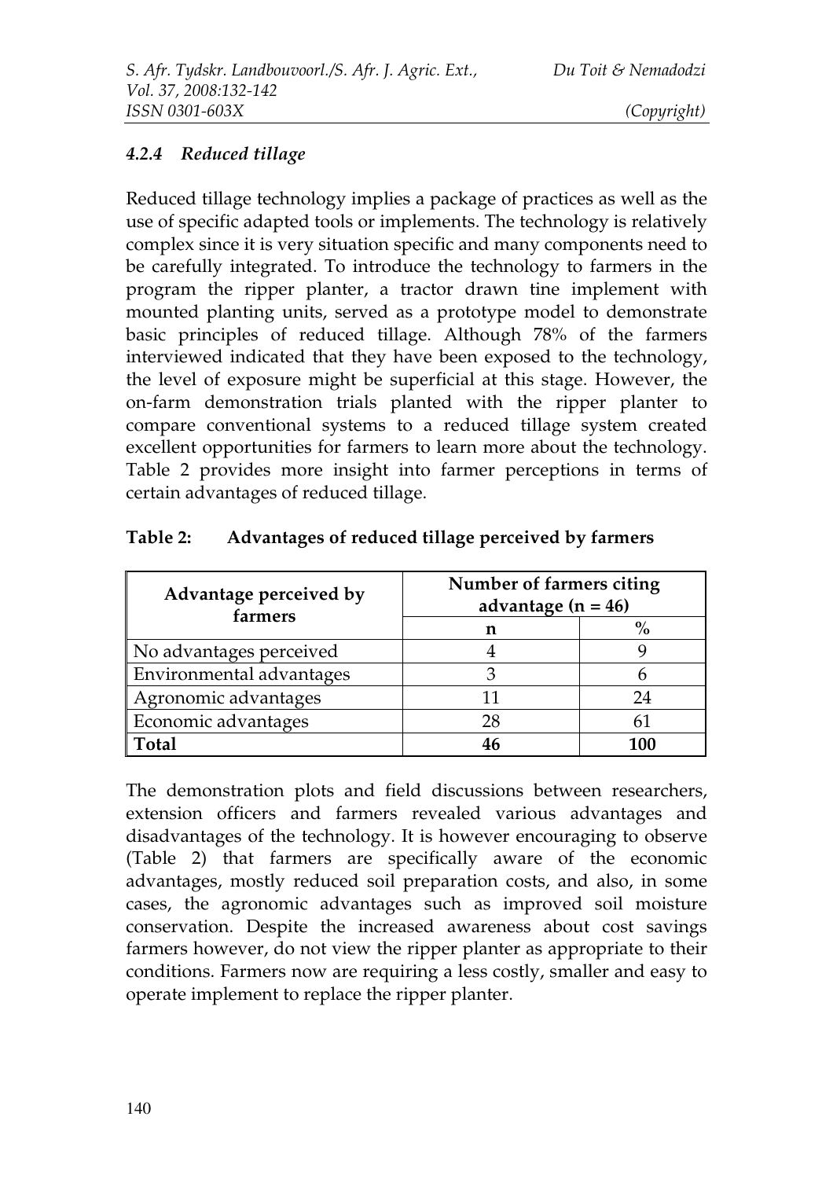### 4.2.4 *Reduced tillage*

Reduced tillage technology implies a package of practices as well as the use of specific adapted tools or implements. The technology is relatively complex since it is very situation specific and many components need to be carefully integrated. To introduce the technology to farmers in the program the ripper planter, a tractor drawn tine implement with mounted planting units, served as a prototype model to demonstrate basic principles of reduced tillage. Although 78% of the farmers interviewed indicated that they have been exposed to the technology, the level of exposure might be superficial at this stage. However, the on-farm demonstration trials planted with the ripper planter to compare conventional systems to a reduced tillage system created excellent opportunities for farmers to learn more about the technology. Table 2 provides more insight into farmer perceptions in terms of certain advantages of reduced tillage.

**Table 2: Advantages of reduced tillage perceived by farmers**

| Advantage perceived by farmers | Number of farmers citing advantage (n = 46) | |
|---|---|---|
| | n | % |
| No advantages perceived | 4 | 9 |
| Environmental advantages | 3 | 6 |
| Agronomic advantages | 11 | 24 |
| Economic advantages | 28 | 61 |
| **Total** | **46** | **100** |

The demonstration plots and field discussions between researchers, extension officers and farmers revealed various advantages and disadvantages of the technology. It is however encouraging to observe (Table 2) that farmers are specifically aware of the economic advantages, mostly reduced soil preparation costs, and also, in some cases, the agronomic advantages such as improved soil moisture conservation. Despite the increased awareness about cost savings farmers however, do not view the ripper planter as appropriate to their conditions. Farmers now are requiring a less costly, smaller and easy to operate implement to replace the ripper planter.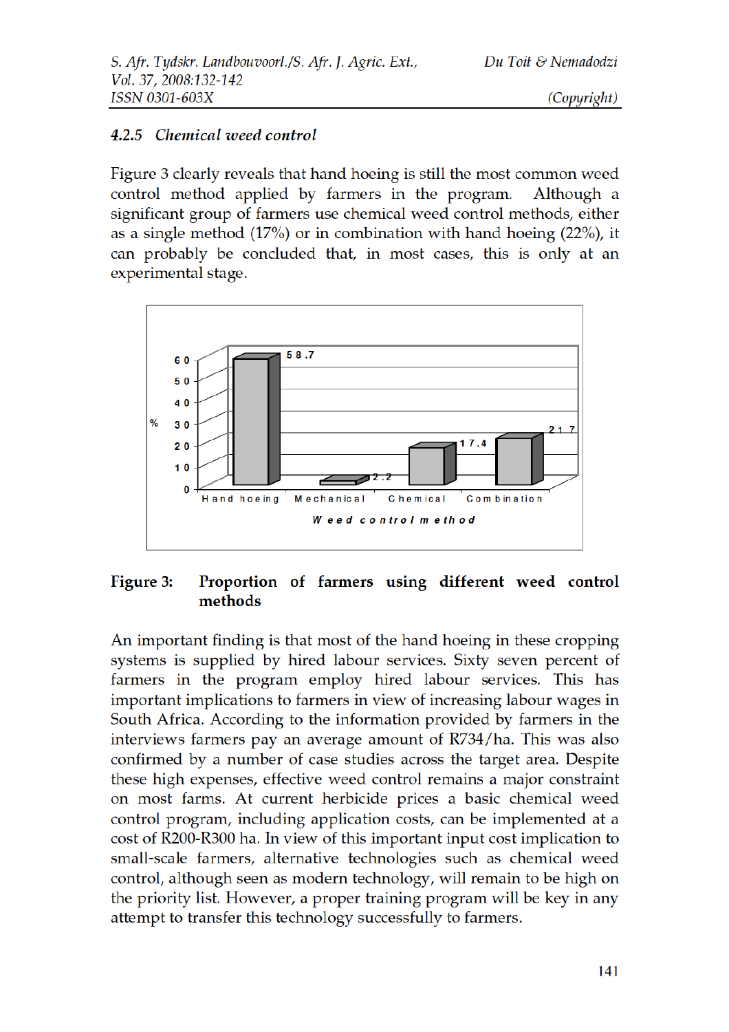### 4.2.5 *Chemical weed control*

Figure 3 clearly reveals that hand hoeing is still the most common weed control method applied by farmers in the program. Although a significant group of farmers use chemical weed control methods, either as a single method (17%) or in combination with hand hoeing (22%), it can probably be concluded that, in most cases, this is only at an experimental stage.

| Weed control method | % |
|---|---|
| Hand hoeing | 58.7 |
| Mechanical | 2.2 |
| Chemical | 17.4 |
| Combination | 21.7 |

**Figure 3: Proportion of farmers using different weed control methods**

An important finding is that most of the hand hoeing in these cropping systems is supplied by hired labour services. Sixty seven percent of farmers in the program employ hired labour services. This has important implications to farmers in view of increasing labour wages in South Africa. According to the information provided by farmers in the interviews farmers pay an average amount of R734/ha. This was also confirmed by a number of case studies across the target area. Despite these high expenses, effective weed control remains a major constraint on most farms. At current herbicide prices a basic chemical weed control program, including application costs, can be implemented at a cost of R200-R300 ha. In view of this important input cost implication to small-scale farmers, alternative technologies such as chemical weed control, although seen as modern technology, will remain to be high on the priority list. However, a proper training program will be key in any attempt to transfer this technology successfully to farmers.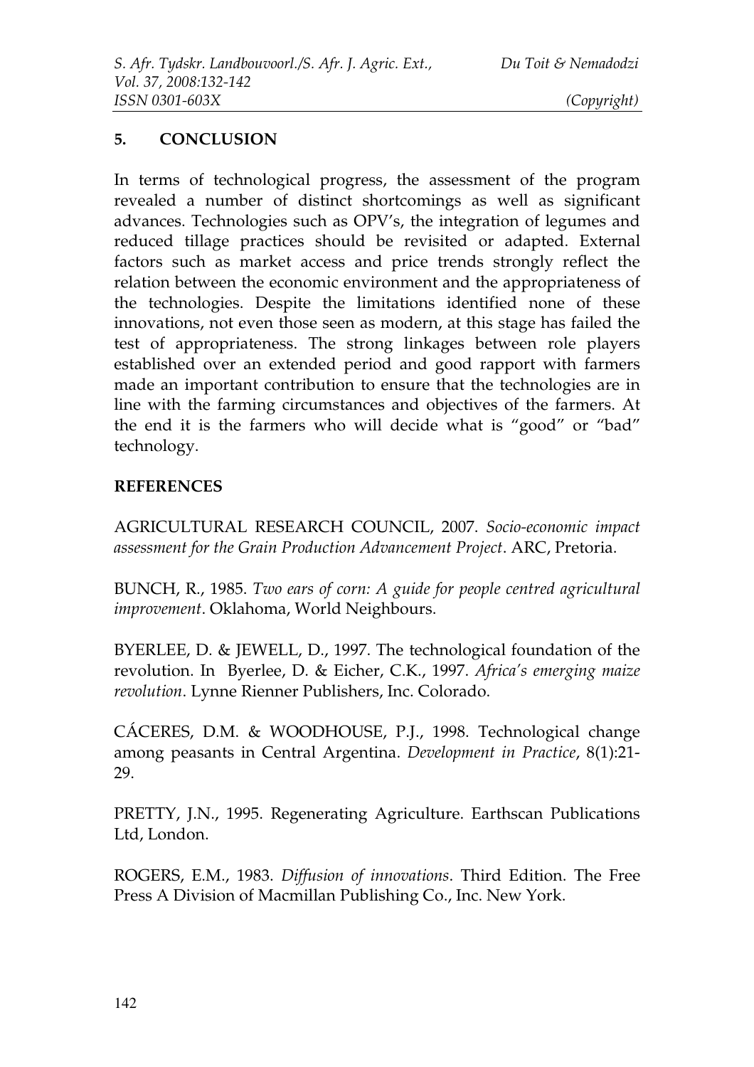## 5. CONCLUSION

In terms of technological progress, the assessment of the program revealed a number of distinct shortcomings as well as significant advances. Technologies such as OPV's, the integration of legumes and reduced tillage practices should be revisited or adapted. External factors such as market access and price trends strongly reflect the relation between the economic environment and the appropriateness of the technologies. Despite the limitations identified none of these innovations, not even those seen as modern, at this stage has failed the test of appropriateness. The strong linkages between role players established over an extended period and good rapport with farmers made an important contribution to ensure that the technologies are in line with the farming circumstances and objectives of the farmers. At the end it is the farmers who will decide what is "good" or "bad" technology.

## REFERENCES

AGRICULTURAL RESEARCH COUNCIL, 2007. *Socio-economic impact assessment for the Grain Production Advancement Project*. ARC, Pretoria.

BUNCH, R., 1985. *Two ears of corn: A guide for people centred agricultural improvement*. Oklahoma, World Neighbours.

BYERLEE, D. & JEWELL, D., 1997. The technological foundation of the revolution. In Byerlee, D. & Eicher, C.K., 1997. *Africa's emerging maize revolution*. Lynne Rienner Publishers, Inc. Colorado.

CÁCERES, D.M. & WOODHOUSE, P.J., 1998. Technological change among peasants in Central Argentina. *Development in Practice*, 8(1):21-29.

PRETTY, J.N., 1995. Regenerating Agriculture. Earthscan Publications Ltd, London.

ROGERS, E.M., 1983. *Diffusion of innovations*. Third Edition. The Free Press A Division of Macmillan Publishing Co., Inc. New York.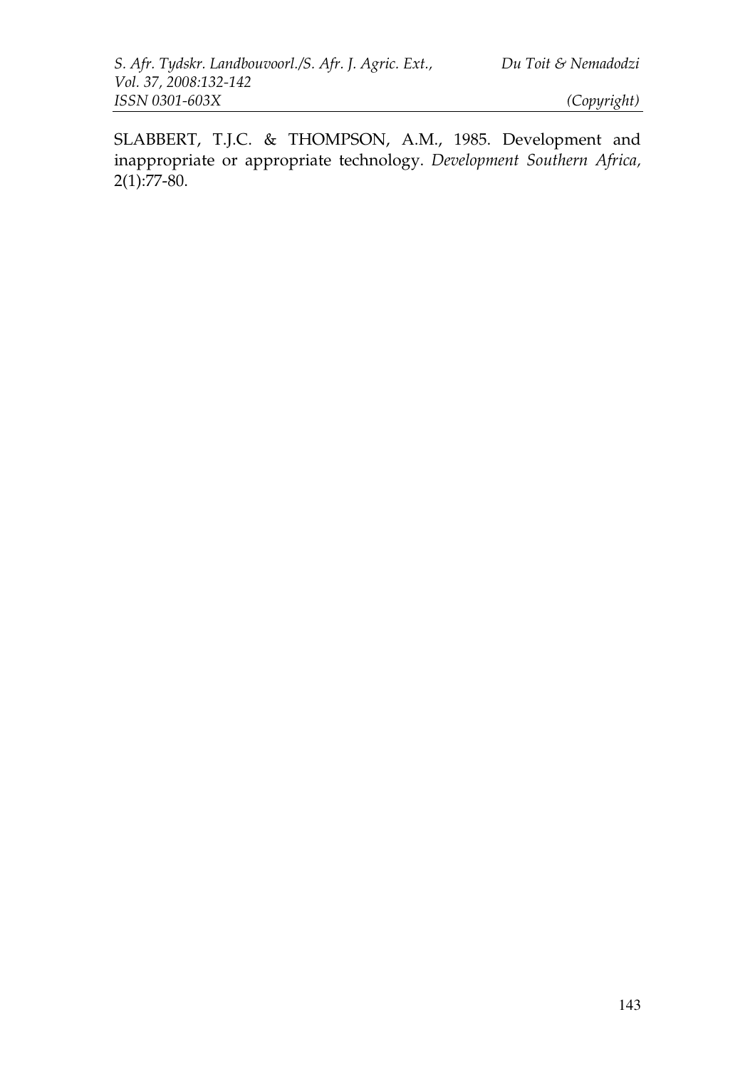SLABBERT, T.J.C. & THOMPSON, A.M., 1985. Development and inappropriate or appropriate technology. *Development Southern Africa*, 2(1):77-80.